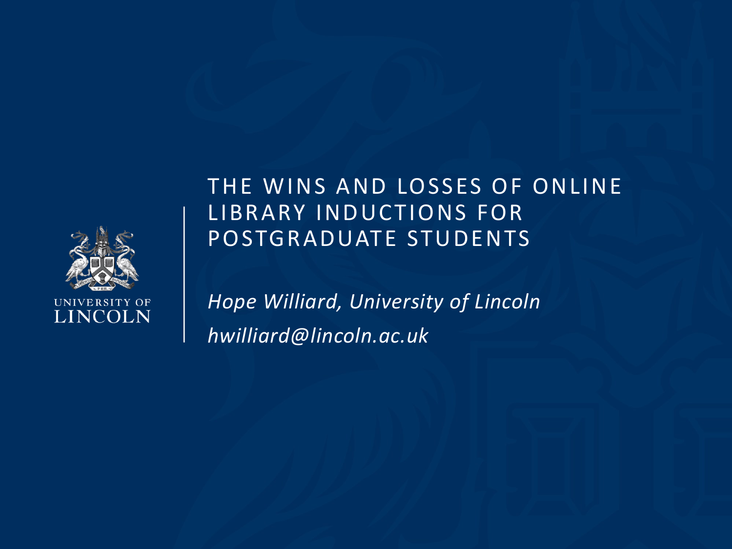UNIVERSITY OF LINCOLN

# THE WINS AND LOSSES OF ONLINE LIBRARY INDUCTIONS FOR POSTGRADUATE STUDENTS

*Hope Williard, University of Lincoln*

*hwilliard@lincoln.ac.uk*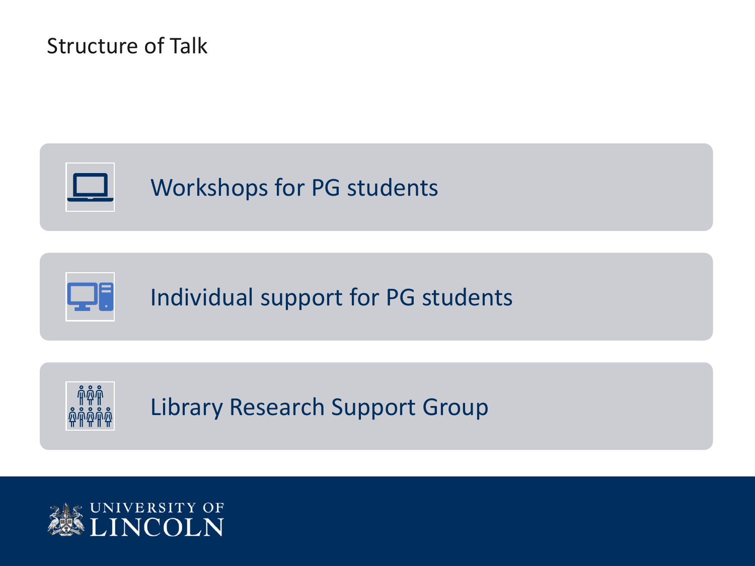# Structure of Talk

- Workshops for PG students
- Individual support for PG students
- Library Research Support Group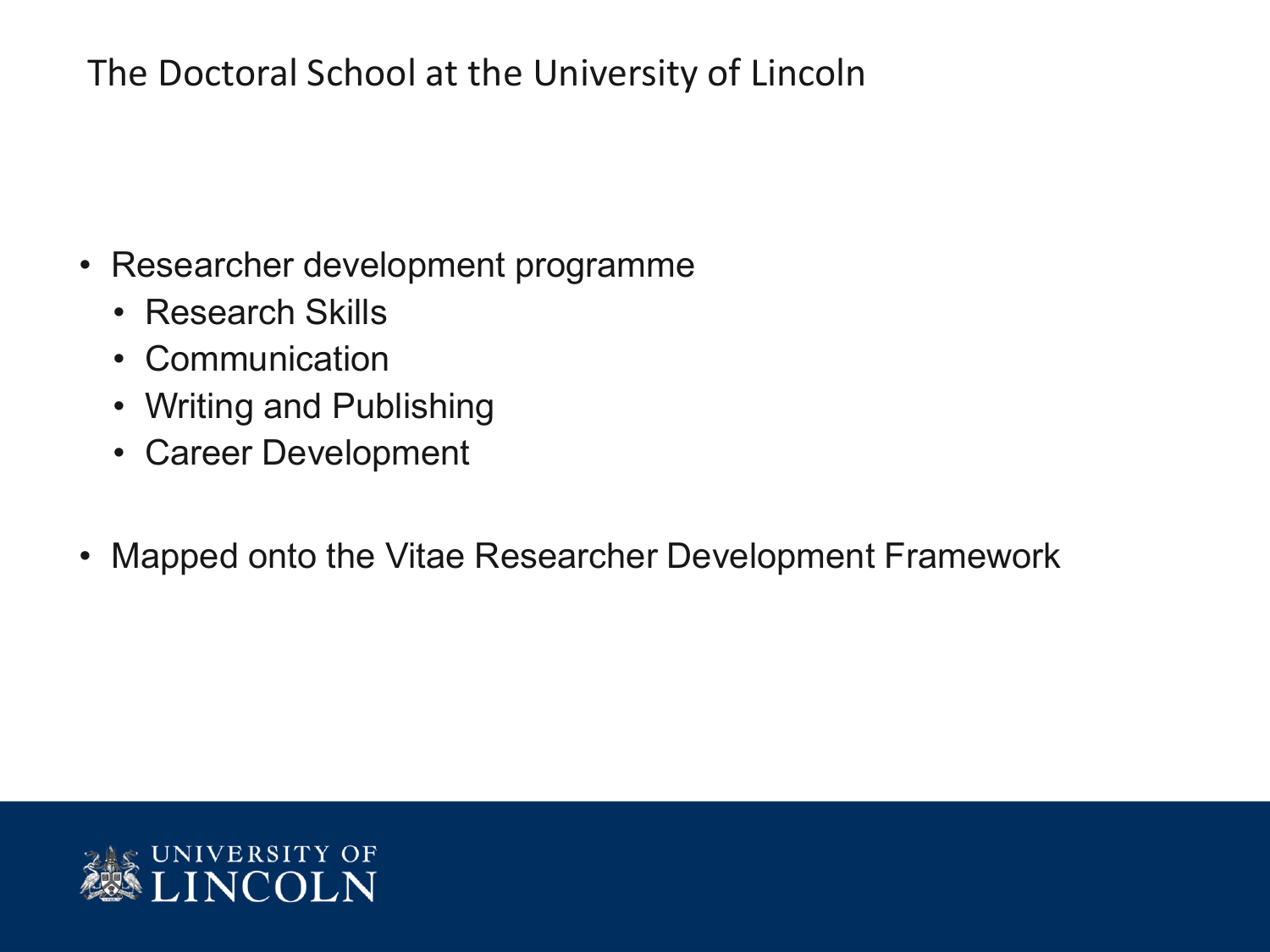# The Doctoral School at the University of Lincoln

- Researcher development programme
  - Research Skills
  - Communication
  - Writing and Publishing
  - Career Development

- Mapped onto the Vitae Researcher Development Framework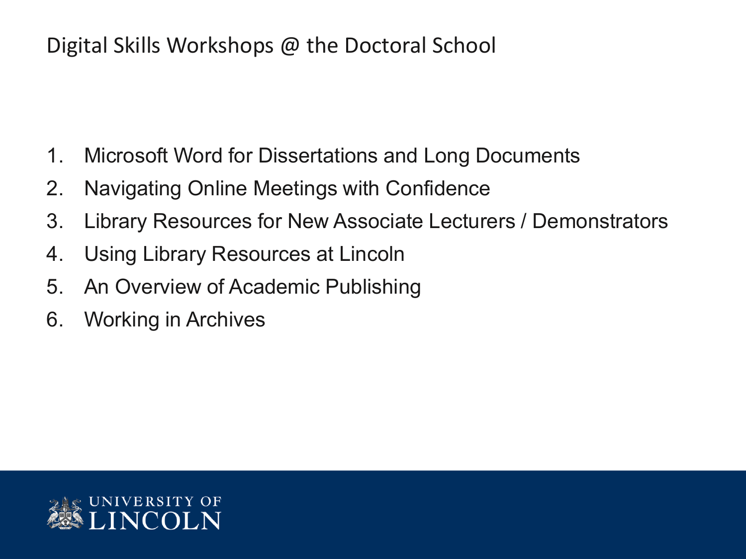# Digital Skills Workshops @ the Doctoral School

1. Microsoft Word for Dissertations and Long Documents
2. Navigating Online Meetings with Confidence
3. Library Resources for New Associate Lecturers / Demonstrators
4. Using Library Resources at Lincoln
5. An Overview of Academic Publishing
6. Working in Archives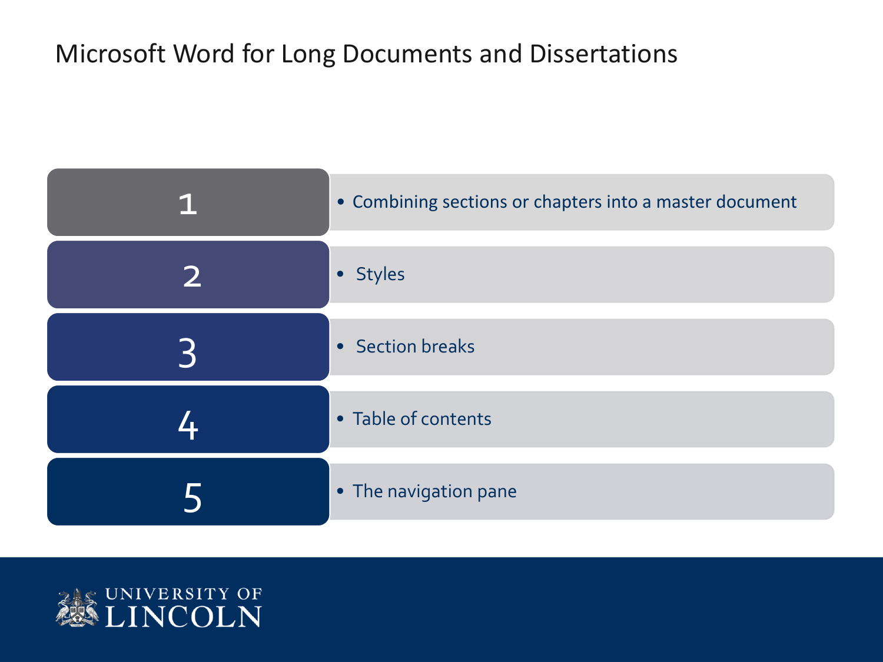# Microsoft Word for Long Documents and Dissertations

1. Combining sections or chapters into a master document
2. Styles
3. Section breaks
4. Table of contents
5. The navigation pane

UNIVERSITY OF LINCOLN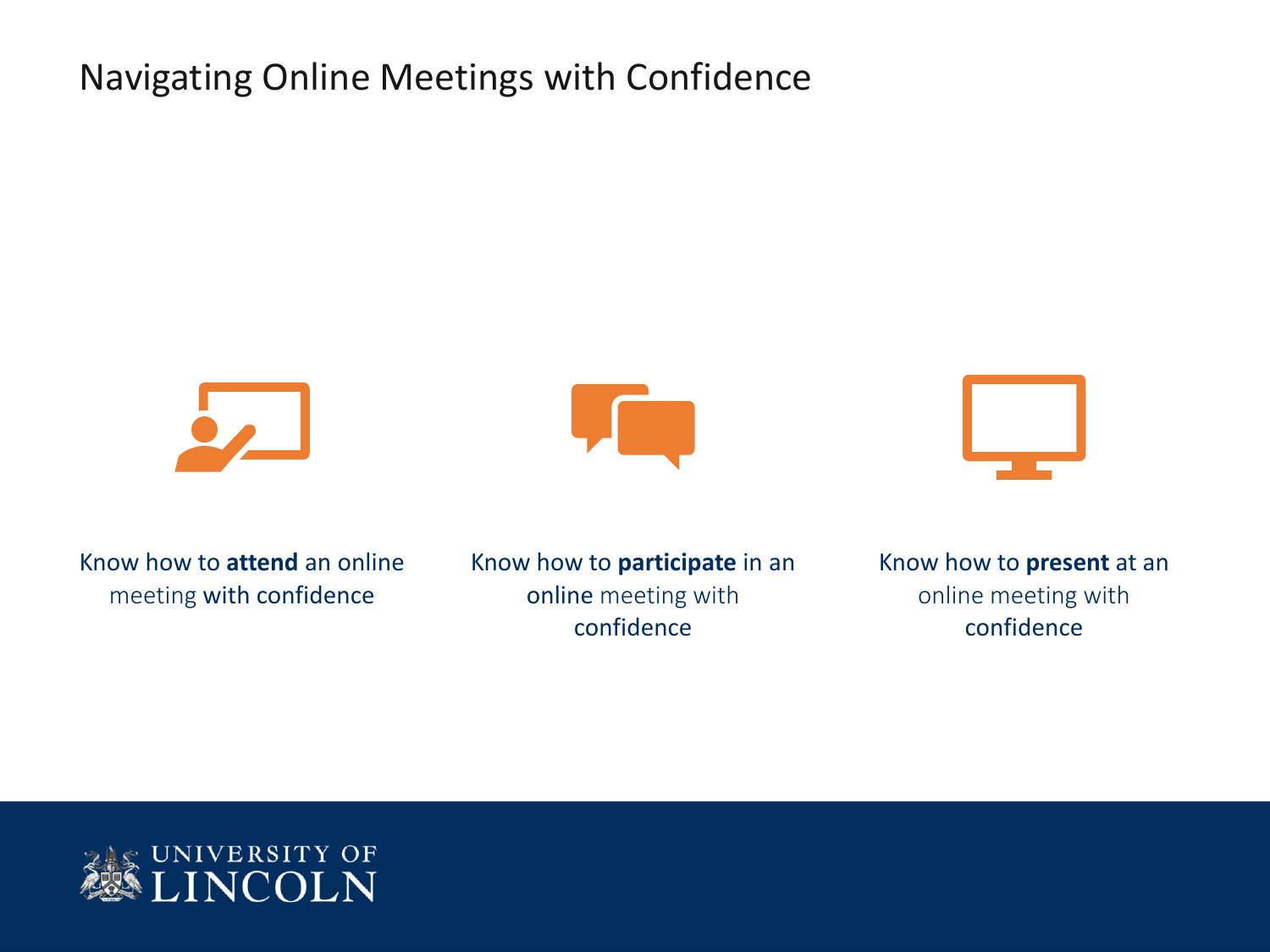# Navigating Online Meetings with Confidence

Know how to **attend** an online meeting with confidence

Know how to **participate** in an online meeting with confidence

Know how to **present** at an online meeting with confidence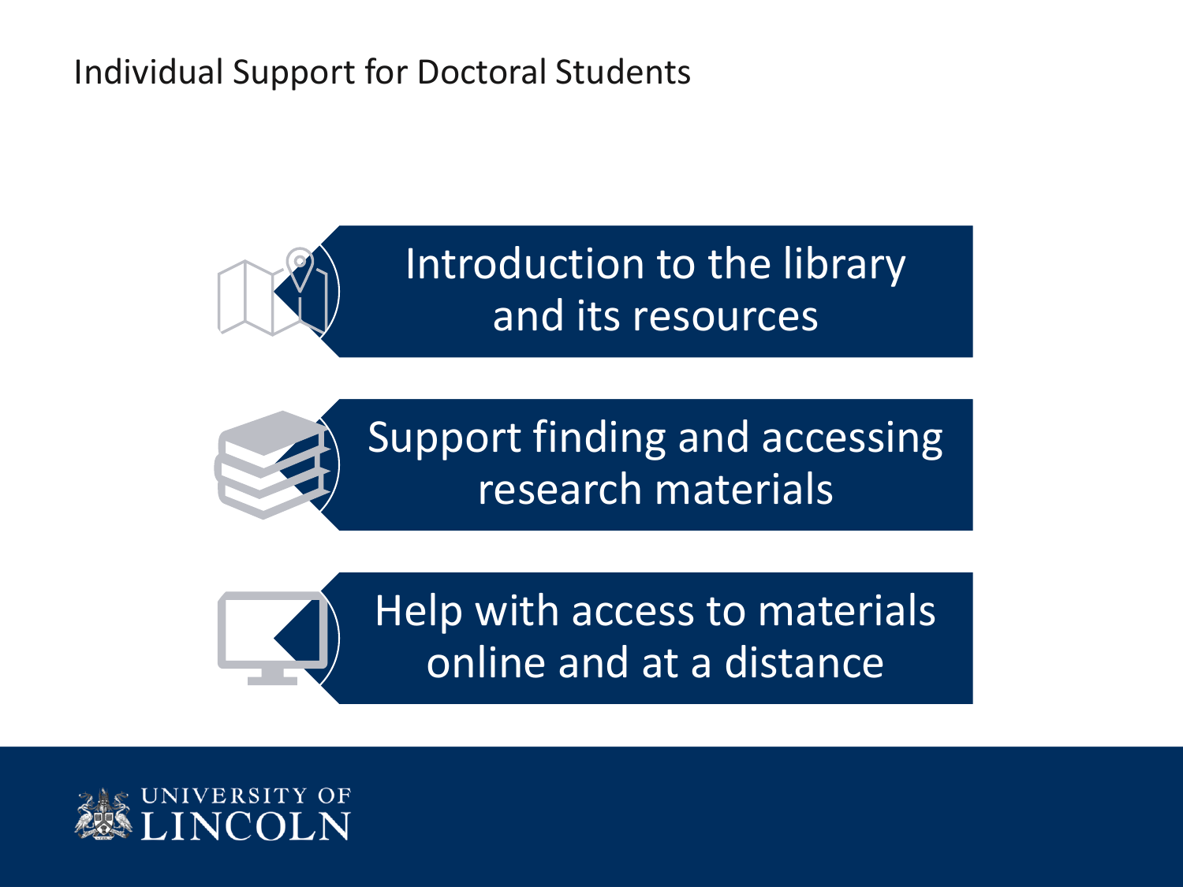# Individual Support for Doctoral Students

- Introduction to the library and its resources
- Support finding and accessing research materials
- Help with access to materials online and at a distance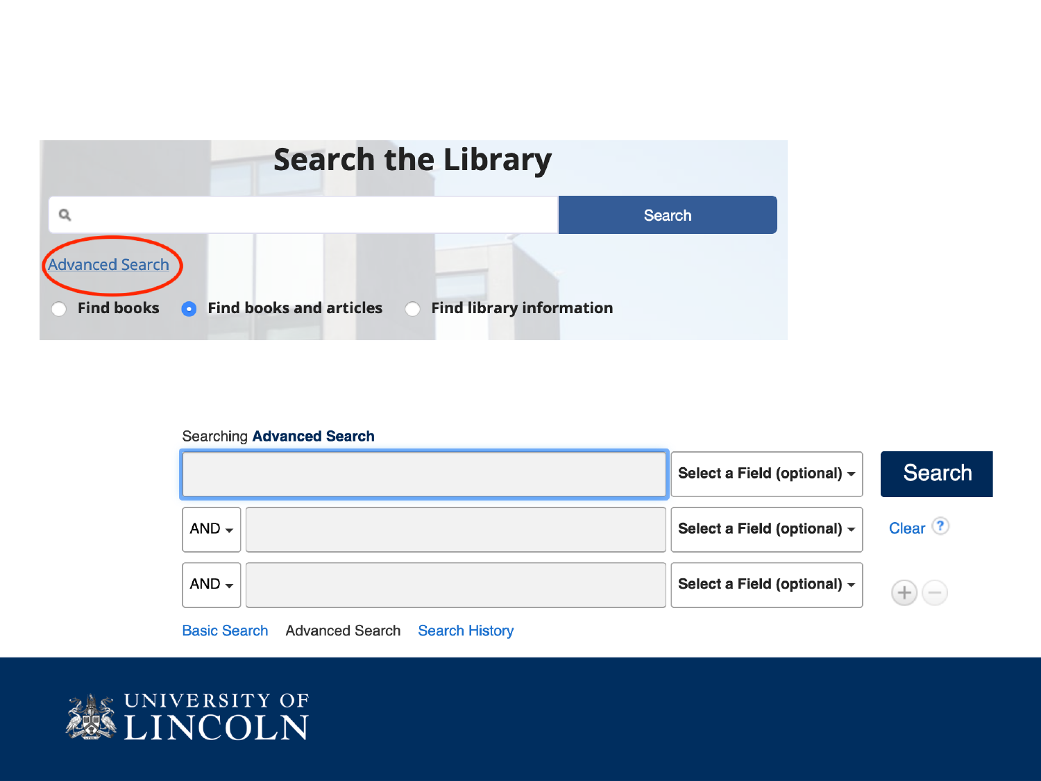# Search the Library

Search

Advanced Search

Find books | Find books and articles | Find library information

Searching **Advanced Search**

Select a Field (optional) | Search

AND | Select a Field (optional) | Clear

AND | Select a Field (optional)

Basic Search | Advanced Search | Search History

UNIVERSITY OF LINCOLN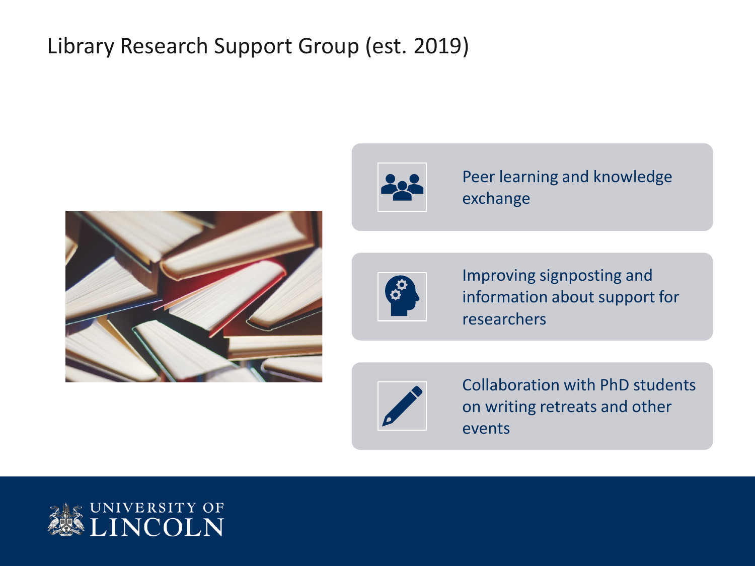# Library Research Support Group (est. 2019)

- Peer learning and knowledge exchange
- Improving signposting and information about support for researchers
- Collaboration with PhD students on writing retreats and other events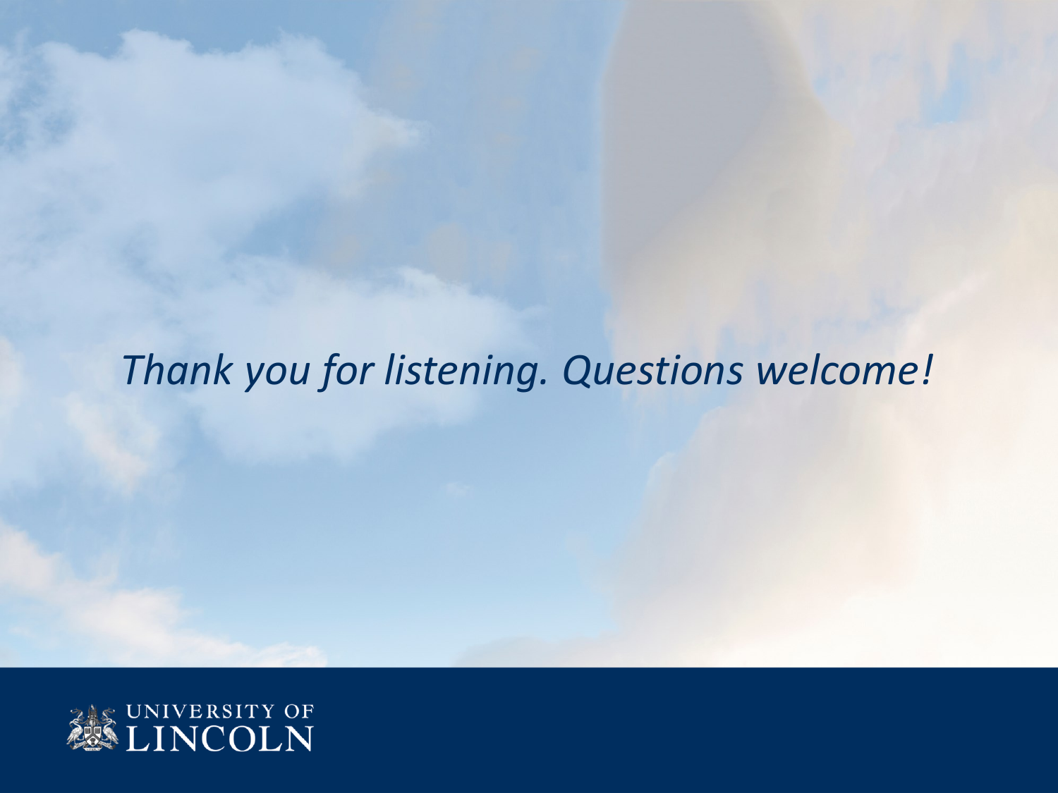*Thank you for listening. Questions welcome!*